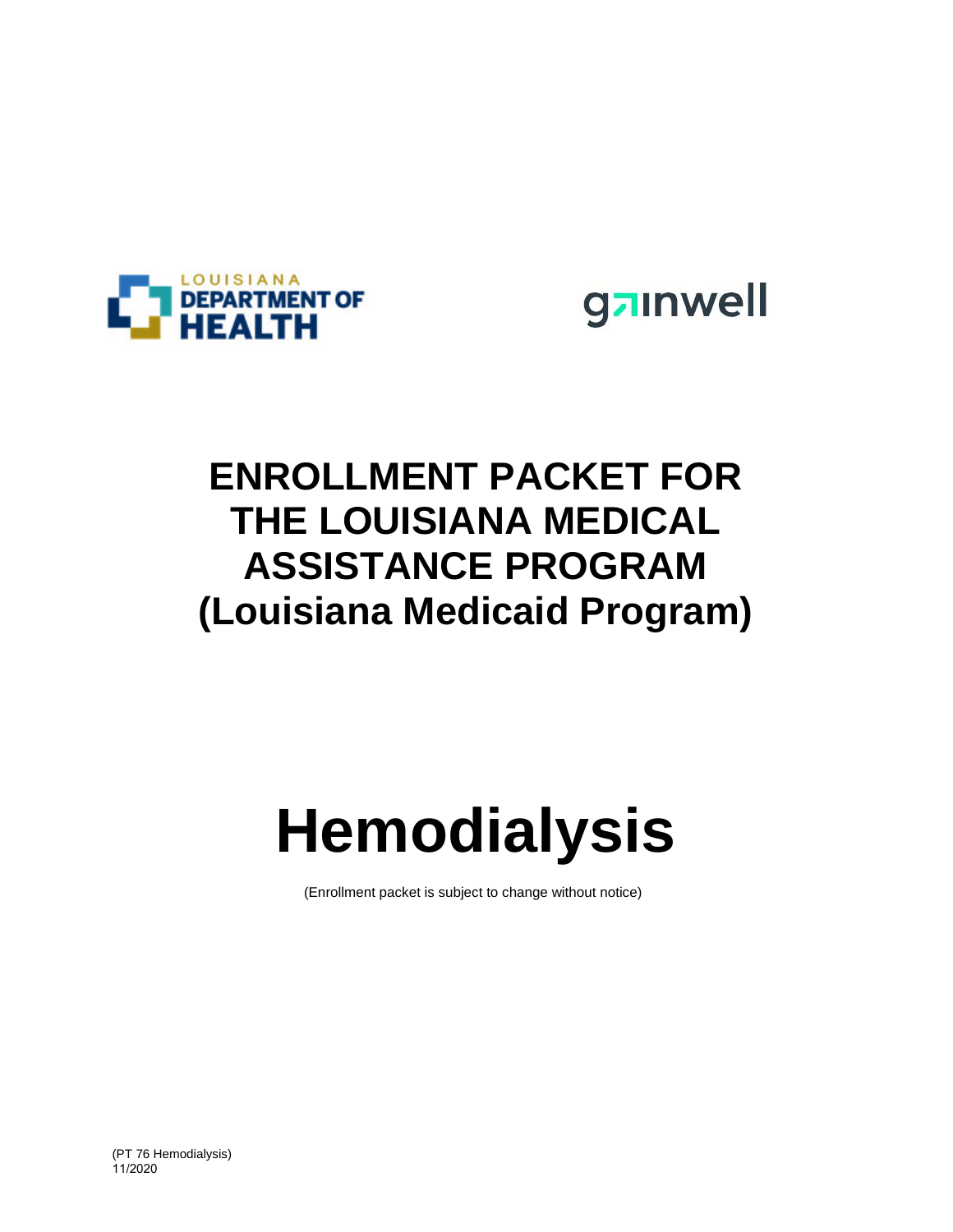LOUISIANA DEPARTMENT OF HEALTH

gainwell

# ENROLLMENT PACKET FOR THE LOUISIANA MEDICAL ASSISTANCE PROGRAM (Louisiana Medicaid Program)

# Hemodialysis

(Enrollment packet is subject to change without notice)

(PT 76 Hemodialysis)
11/2020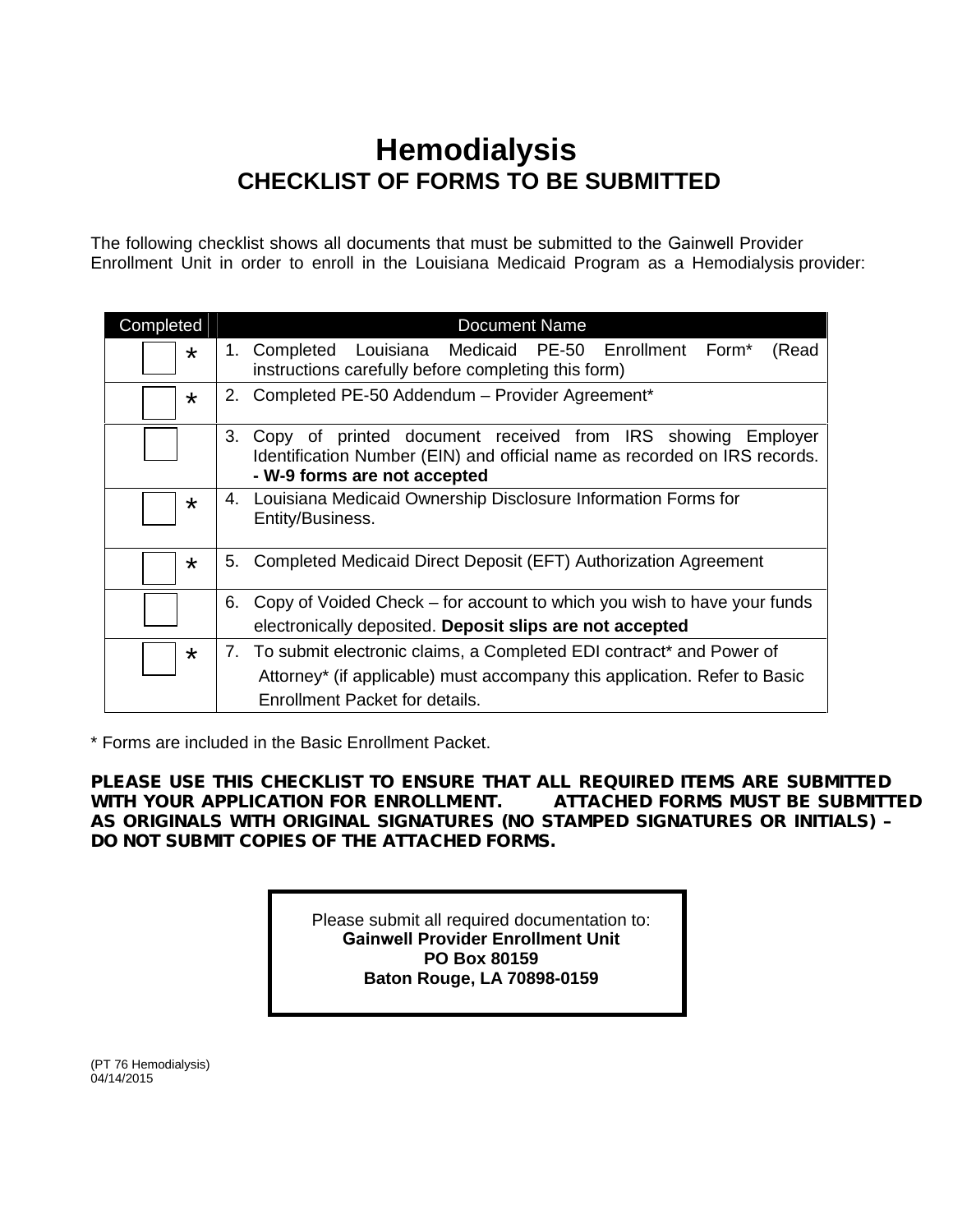# Hemodialysis
## CHECKLIST OF FORMS TO BE SUBMITTED

The following checklist shows all documents that must be submitted to the Gainwell Provider Enrollment Unit in order to enroll in the Louisiana Medicaid Program as a Hemodialysis provider:

| Completed | Document Name |
|---|---|
| ☐ * | 1. Completed Louisiana Medicaid PE-50 Enrollment Form* (Read instructions carefully before completing this form) |
| ☐ * | 2. Completed PE-50 Addendum – Provider Agreement* |
| ☐ | 3. Copy of printed document received from IRS showing Employer Identification Number (EIN) and official name as recorded on IRS records. **- W-9 forms are not accepted** |
| ☐ * | 4. Louisiana Medicaid Ownership Disclosure Information Forms for Entity/Business. |
| ☐ * | 5. Completed Medicaid Direct Deposit (EFT) Authorization Agreement |
| ☐ | 6. Copy of Voided Check – for account to which you wish to have your funds electronically deposited. **Deposit slips are not accepted** |
| ☐ * | 7. To submit electronic claims, a Completed EDI contract* and Power of Attorney* (if applicable) must accompany this application. Refer to Basic Enrollment Packet for details. |

* Forms are included in the Basic Enrollment Packet.

**PLEASE USE THIS CHECKLIST TO ENSURE THAT ALL REQUIRED ITEMS ARE SUBMITTED WITH YOUR APPLICATION FOR ENROLLMENT. ATTACHED FORMS MUST BE SUBMITTED AS ORIGINALS WITH ORIGINAL SIGNATURES (NO STAMPED SIGNATURES OR INITIALS) – DO NOT SUBMIT COPIES OF THE ATTACHED FORMS.**

Please submit all required documentation to:
**Gainwell Provider Enrollment Unit**
**PO Box 80159**
**Baton Rouge, LA 70898-0159**

(PT 76 Hemodialysis)
04/14/2015